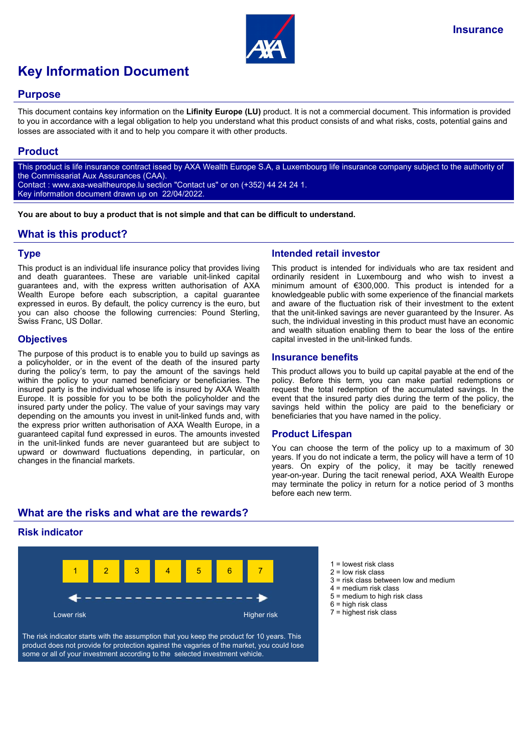Insurance

# Key Information Document

## Purpose

This document contains key information on the **Lifinity Europe (LU)** product. It is not a commercial document. This information is provided to you in accordance with a legal obligation to help you understand what this product consists of and what risks, costs, potential gains and losses are associated with it and to help you compare it with other products.

## Product

This product is life insurance contract issed by AXA Wealth Europe S.A, a Luxembourg life insurance company subject to the authority of the Commissariat Aux Assurances (CAA).
Contact : www.axa-wealtheurope.lu section "Contact us" or on (+352) 44 24 24 1.
Key information document drawn up on 22/04/2022.

**You are about to buy a product that is not simple and that can be difficult to understand.**

## What is this product?

### Type

This product is an individual life insurance policy that provides living and death guarantees. These are variable unit-linked capital guarantees and, with the express written authorisation of AXA Wealth Europe before each subscription, a capital guarantee expressed in euros. By default, the policy currency is the euro, but you can also choose the following currencies: Pound Sterling, Swiss Franc, US Dollar.

### Objectives

The purpose of this product is to enable you to build up savings as a policyholder, or in the event of the death of the insured party during the policy's term, to pay the amount of the savings held within the policy to your named beneficiary or beneficiaries. The insured party is the individual whose life is insured by AXA Wealth Europe. It is possible for you to be both the policyholder and the insured party under the policy. The value of your savings may vary depending on the amounts you invest in unit-linked funds and, with the express prior written authorisation of AXA Wealth Europe, in a guaranteed capital fund expressed in euros. The amounts invested in the unit-linked funds are never guaranteed but are subject to upward or downward fluctuations depending, in particular, on changes in the financial markets.

### Intended retail investor

This product is intended for individuals who are tax resident and ordinarily resident in Luxembourg and who wish to invest a minimum amount of €300,000. This product is intended for a knowledgeable public with some experience of the financial markets and aware of the fluctuation risk of their investment to the extent that the unit-linked savings are never guaranteed by the Insurer. As such, the individual investing in this product must have an economic and wealth situation enabling them to bear the loss of the entire capital invested in the unit-linked funds.

### Insurance benefits

This product allows you to build up capital payable at the end of the policy. Before this term, you can make partial redemptions or request the total redemption of the accumulated savings. In the event that the insured party dies during the term of the policy, the savings held within the policy are paid to the beneficiary or beneficiaries that you have named in the policy.

### Product Lifespan

You can choose the term of the policy up to a maximum of 30 years. If you do not indicate a term, the policy will have a term of 10 years. On expiry of the policy, it may be tacitly renewed year-on-year. During the tacit renewal period, AXA Wealth Europe may terminate the policy in return for a notice period of 3 months before each new term.

## What are the risks and what are the rewards?

### Risk indicator

| 1 | 2 | 3 | 4 | 5 | 6 | 7 |
|---|---|---|---|---|---|---|

Lower risk ← → Higher risk

The risk indicator starts with the assumption that you keep the product for 10 years. This product does not provide for protection against the vagaries of the market, you could lose some or all of your investment according to the selected investment vehicle.

1 = lowest risk class
2 = low risk class
3 = risk class between low and medium
4 = medium risk class
5 = medium to high risk class
6 = high risk class
7 = highest risk class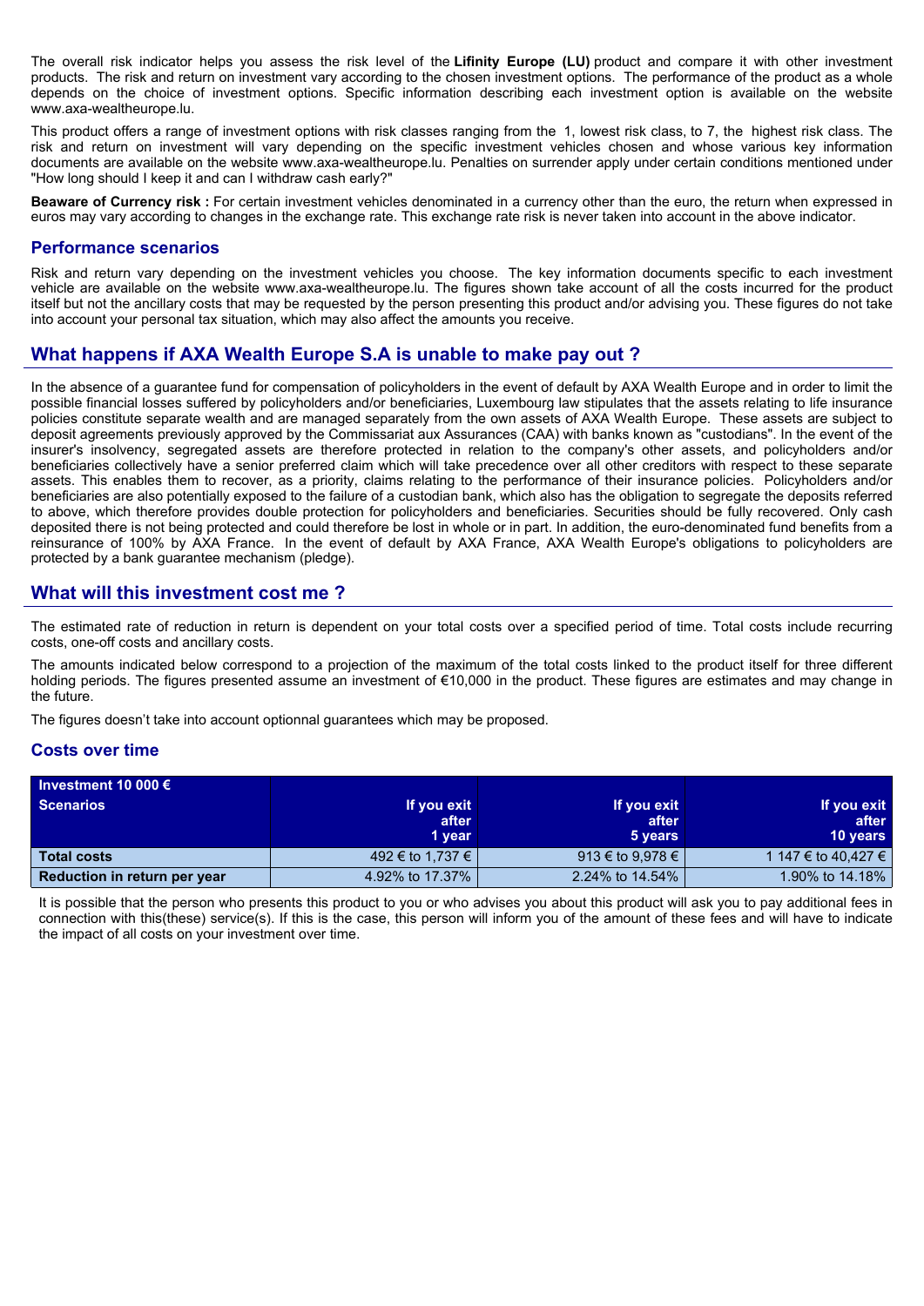The overall risk indicator helps you assess the risk level of the **Lifinity Europe (LU)** product and compare it with other investment products. The risk and return on investment vary according to the chosen investment options. The performance of the product as a whole depends on the choice of investment options. Specific information describing each investment option is available on the website www.axa-wealtheurope.lu.

This product offers a range of investment options with risk classes ranging from the 1, lowest risk class, to 7, the highest risk class. The risk and return on investment will vary depending on the specific investment vehicles chosen and whose various key information documents are available on the website www.axa-wealtheurope.lu. Penalties on surrender apply under certain conditions mentioned under "How long should I keep it and can I withdraw cash early?"

**Beaware of Currency risk :** For certain investment vehicles denominated in a currency other than the euro, the return when expressed in euros may vary according to changes in the exchange rate. This exchange rate risk is never taken into account in the above indicator.

### Performance scenarios

Risk and return vary depending on the investment vehicles you choose. The key information documents specific to each investment vehicle are available on the website www.axa-wealtheurope.lu. The figures shown take account of all the costs incurred for the product itself but not the ancillary costs that may be requested by the person presenting this product and/or advising you. These figures do not take into account your personal tax situation, which may also affect the amounts you receive.

## What happens if AXA Wealth Europe S.A is unable to make pay out ?

In the absence of a guarantee fund for compensation of policyholders in the event of default by AXA Wealth Europe and in order to limit the possible financial losses suffered by policyholders and/or beneficiaries, Luxembourg law stipulates that the assets relating to life insurance policies constitute separate wealth and are managed separately from the own assets of AXA Wealth Europe. These assets are subject to deposit agreements previously approved by the Commissariat aux Assurances (CAA) with banks known as "custodians". In the event of the insurer's insolvency, segregated assets are therefore protected in relation to the company's other assets, and policyholders and/or beneficiaries collectively have a senior preferred claim which will take precedence over all other creditors with respect to these separate assets. This enables them to recover, as a priority, claims relating to the performance of their insurance policies. Policyholders and/or beneficiaries are also potentially exposed to the failure of a custodian bank, which also has the obligation to segregate the deposits referred to above, which therefore provides double protection for policyholders and beneficiaries. Securities should be fully recovered. Only cash deposited there is not being protected and could therefore be lost in whole or in part. In addition, the euro-denominated fund benefits from a reinsurance of 100% by AXA France. In the event of default by AXA France, AXA Wealth Europe's obligations to policyholders are protected by a bank guarantee mechanism (pledge).

## What will this investment cost me ?

The estimated rate of reduction in return is dependent on your total costs over a specified period of time. Total costs include recurring costs, one-off costs and ancillary costs.

The amounts indicated below correspond to a projection of the maximum of the total costs linked to the product itself for three different holding periods. The figures presented assume an investment of €10,000 in the product. These figures are estimates and may change in the future.

The figures doesn't take into account optionnal guarantees which may be proposed.

### Costs over time

| Investment 10 000 € Scenarios | If you exit after 1 year | If you exit after 5 years | If you exit after 10 years |
|---|---|---|---|
| **Total costs** | 492 € to 1,737 € | 913 € to 9,978 € | 1 147 € to 40,427 € |
| **Reduction in return per year** | 4.92% to 17.37% | 2.24% to 14.54% | 1.90% to 14.18% |

It is possible that the person who presents this product to you or who advises you about this product will ask you to pay additional fees in connection with this(these) service(s). If this is the case, this person will inform you of the amount of these fees and will have to indicate the impact of all costs on your investment over time.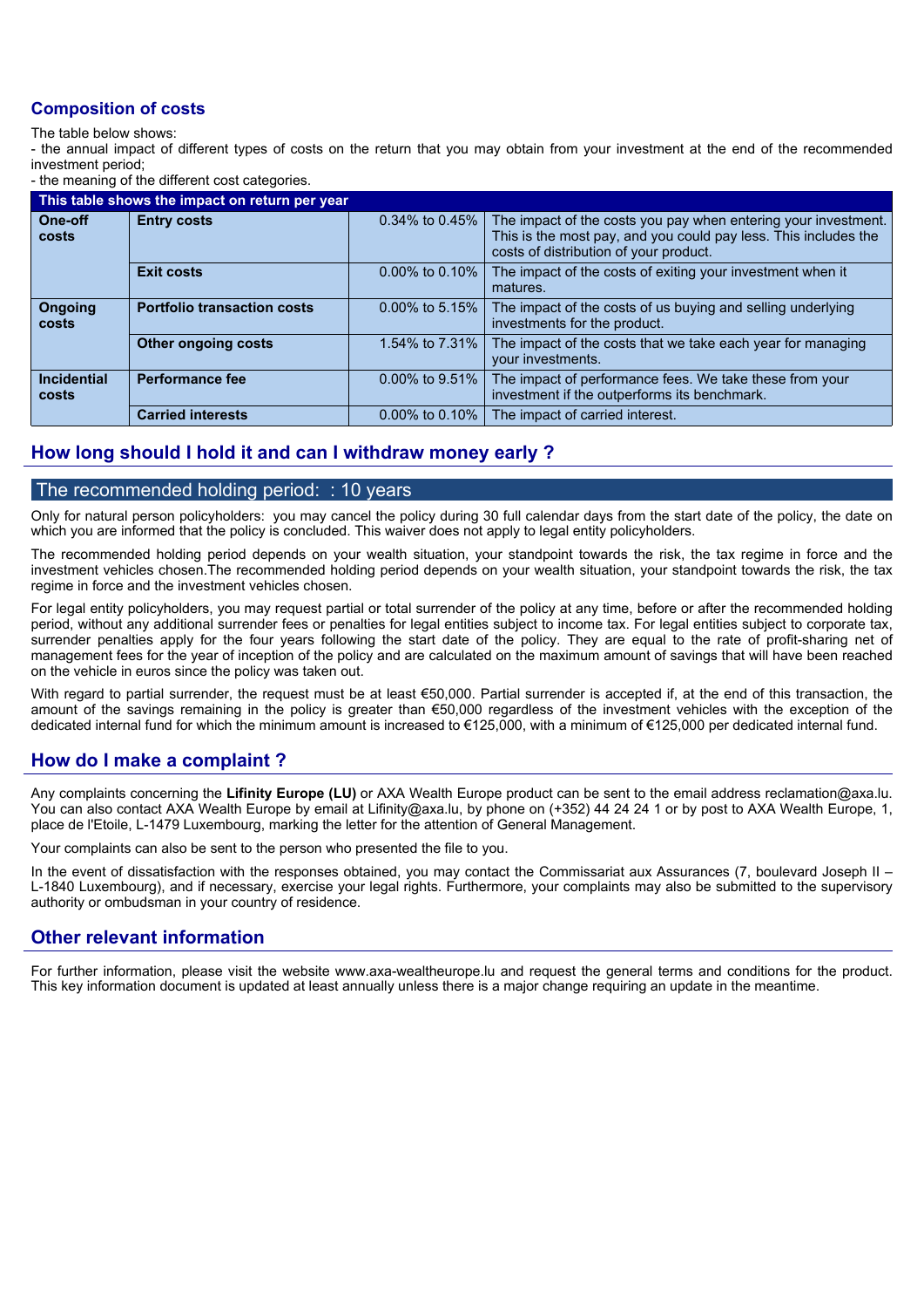## Composition of costs

The table below shows:
- the annual impact of different types of costs on the return that you may obtain from your investment at the end of the recommended investment period;
- the meaning of the different cost categories.

| This table shows the impact on return per year | | | |
|---|---|---|---|
| **One-off costs** | **Entry costs** | 0.34% to 0.45% | The impact of the costs you pay when entering your investment. This is the most pay, and you could pay less. This includes the costs of distribution of your product. |
| | **Exit costs** | 0.00% to 0.10% | The impact of the costs of exiting your investment when it matures. |
| **Ongoing costs** | **Portfolio transaction costs** | 0.00% to 5.15% | The impact of the costs of us buying and selling underlying investments for the product. |
| | **Other ongoing costs** | 1.54% to 7.31% | The impact of the costs that we take each year for managing your investments. |
| **Incidential costs** | **Performance fee** | 0.00% to 9.51% | The impact of performance fees. We take these from your investment if the outperforms its benchmark. |
| | **Carried interests** | 0.00% to 0.10% | The impact of carried interest. |

## How long should I hold it and can I withdraw money early ?

### The recommended holding period: : 10 years

Only for natural person policyholders: you may cancel the policy during 30 full calendar days from the start date of the policy, the date on which you are informed that the policy is concluded. This waiver does not apply to legal entity policyholders.

The recommended holding period depends on your wealth situation, your standpoint towards the risk, the tax regime in force and the investment vehicles chosen.The recommended holding period depends on your wealth situation, your standpoint towards the risk, the tax regime in force and the investment vehicles chosen.

For legal entity policyholders, you may request partial or total surrender of the policy at any time, before or after the recommended holding period, without any additional surrender fees or penalties for legal entities subject to income tax. For legal entities subject to corporate tax, surrender penalties apply for the four years following the start date of the policy. They are equal to the rate of profit-sharing net of management fees for the year of inception of the policy and are calculated on the maximum amount of savings that will have been reached on the vehicle in euros since the policy was taken out.

With regard to partial surrender, the request must be at least €50,000. Partial surrender is accepted if, at the end of this transaction, the amount of the savings remaining in the policy is greater than €50,000 regardless of the investment vehicles with the exception of the dedicated internal fund for which the minimum amount is increased to €125,000, with a minimum of €125,000 per dedicated internal fund.

## How do I make a complaint ?

Any complaints concerning the **Lifinity Europe (LU)** or AXA Wealth Europe product can be sent to the email address reclamation@axa.lu. You can also contact AXA Wealth Europe by email at Lifinity@axa.lu, by phone on (+352) 44 24 24 1 or by post to AXA Wealth Europe, 1, place de l'Etoile, L-1479 Luxembourg, marking the letter for the attention of General Management.

Your complaints can also be sent to the person who presented the file to you.

In the event of dissatisfaction with the responses obtained, you may contact the Commissariat aux Assurances (7, boulevard Joseph II – L-1840 Luxembourg), and if necessary, exercise your legal rights. Furthermore, your complaints may also be submitted to the supervisory authority or ombudsman in your country of residence.

## Other relevant information

For further information, please visit the website www.axa-wealtheurope.lu and request the general terms and conditions for the product. This key information document is updated at least annually unless there is a major change requiring an update in the meantime.